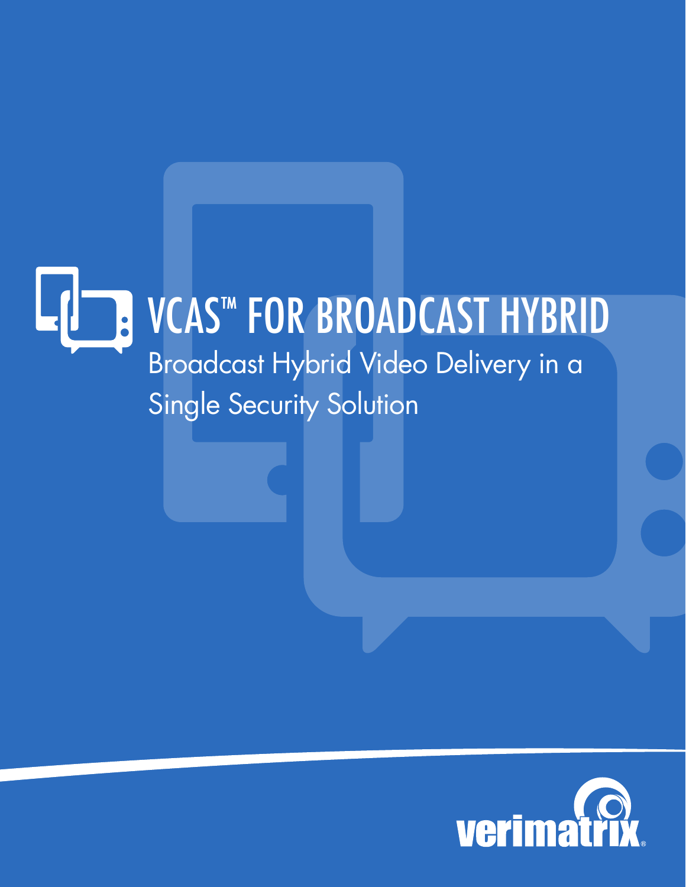# VCAS™ FOR BROADCAST HYBRID

## Broadcast Hybrid Video Delivery in a Single Security Solution

verimatrix®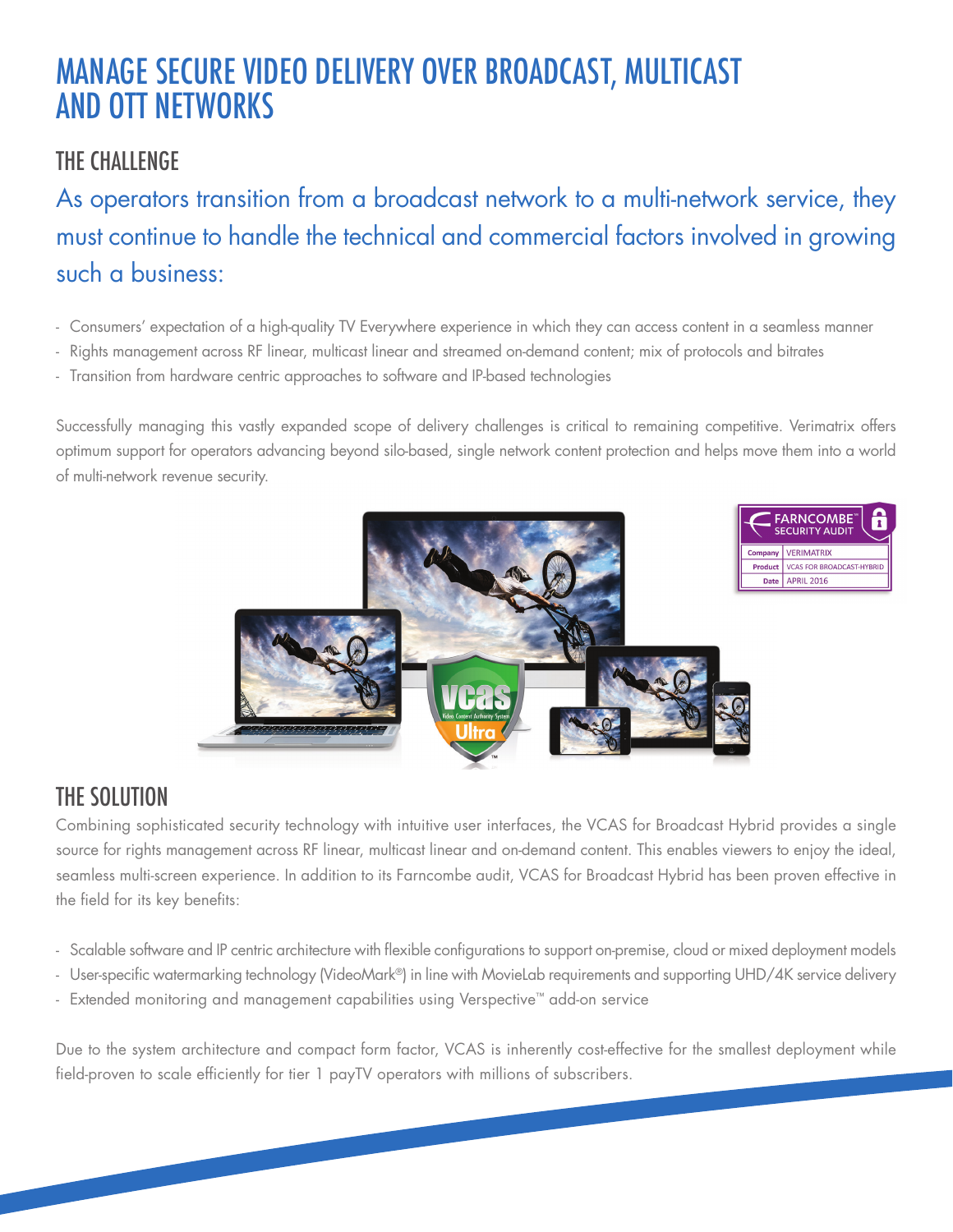# MANAGE SECURE VIDEO DELIVERY OVER BROADCAST, MULTICAST AND OTT NETWORKS

## THE CHALLENGE

As operators transition from a broadcast network to a multi-network service, they must continue to handle the technical and commercial factors involved in growing such a business:

- Consumers' expectation of a high-quality TV Everywhere experience in which they can access content in a seamless manner
- Rights management across RF linear, multicast linear and streamed on-demand content; mix of protocols and bitrates
- Transition from hardware centric approaches to software and IP-based technologies

Successfully managing this vastly expanded scope of delivery challenges is critical to remaining competitive. Verimatrix offers optimum support for operators advancing beyond silo-based, single network content protection and helps move them into a world of multi-network revenue security.

## THE SOLUTION

Combining sophisticated security technology with intuitive user interfaces, the VCAS for Broadcast Hybrid provides a single source for rights management across RF linear, multicast linear and on-demand content. This enables viewers to enjoy the ideal, seamless multi-screen experience. In addition to its Farncombe audit, VCAS for Broadcast Hybrid has been proven effective in the field for its key benefits:

- Scalable software and IP centric architecture with flexible configurations to support on-premise, cloud or mixed deployment models
- User-specific watermarking technology (VideoMark®) in line with MovieLab requirements and supporting UHD/4K service delivery
- Extended monitoring and management capabilities using Verspective™ add-on service

Due to the system architecture and compact form factor, VCAS is inherently cost-effective for the smallest deployment while field-proven to scale efficiently for tier 1 payTV operators with millions of subscribers.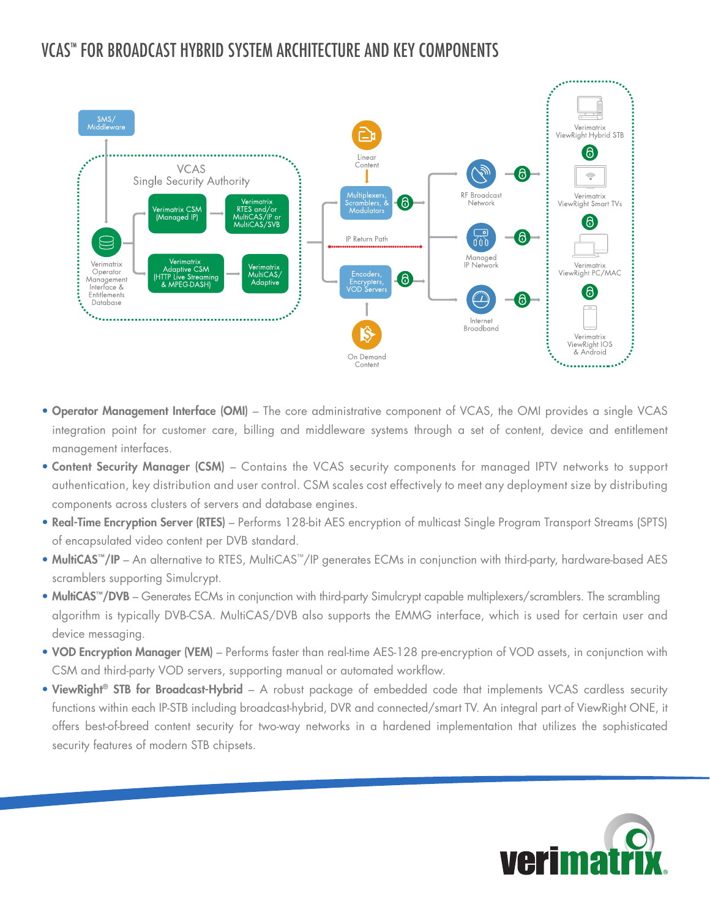# VCAS™ FOR BROADCAST HYBRID SYSTEM ARCHITECTURE AND KEY COMPONENTS

- **Operator Management Interface (OMI)** – The core administrative component of VCAS, the OMI provides a single VCAS integration point for customer care, billing and middleware systems through a set of content, device and entitlement management interfaces.
- **Content Security Manager (CSM)** – Contains the VCAS security components for managed IPTV networks to support authentication, key distribution and user control. CSM scales cost effectively to meet any deployment size by distributing components across clusters of servers and database engines.
- **Real-Time Encryption Server (RTES)** – Performs 128-bit AES encryption of multicast Single Program Transport Streams (SPTS) of encapsulated video content per DVB standard.
- **MultiCAS™/IP** – An alternative to RTES, MultiCAS™/IP generates ECMs in conjunction with third-party, hardware-based AES scramblers supporting Simulcrypt.
- **MultiCAS™/DVB** – Generates ECMs in conjunction with third-party Simulcrypt capable multiplexers/scramblers. The scrambling algorithm is typically DVB-CSA. MultiCAS/DVB also supports the EMMG interface, which is used for certain user and device messaging.
- **VOD Encryption Manager (VEM)** – Performs faster than real-time AES-128 pre-encryption of VOD assets, in conjunction with CSM and third-party VOD servers, supporting manual or automated workflow.
- **ViewRight® STB for Broadcast-Hybrid** – A robust package of embedded code that implements VCAS cardless security functions within each IP-STB including broadcast-hybrid, DVR and connected/smart TV. An integral part of ViewRight ONE, it offers best-of-breed content security for two-way networks in a hardened implementation that utilizes the sophisticated security features of modern STB chipsets.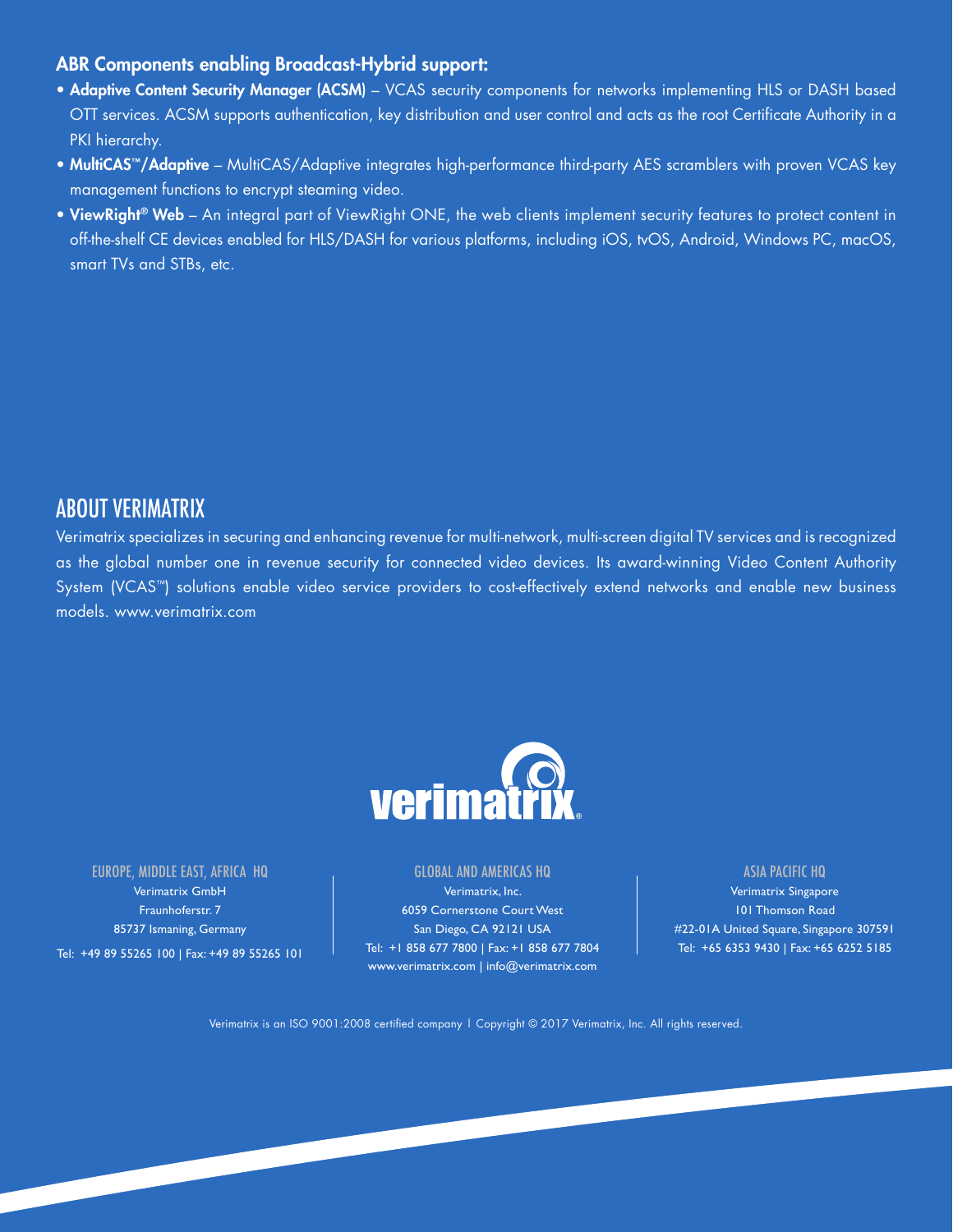### ABR Components enabling Broadcast-Hybrid support:

- **Adaptive Content Security Manager (ACSM)** – VCAS security components for networks implementing HLS or DASH based OTT services. ACSM supports authentication, key distribution and user control and acts as the root Certificate Authority in a PKI hierarchy.
- **MultiCAS™/Adaptive** – MultiCAS/Adaptive integrates high-performance third-party AES scramblers with proven VCAS key management functions to encrypt steaming video.
- **ViewRight® Web** – An integral part of ViewRight ONE, the web clients implement security features to protect content in off-the-shelf CE devices enabled for HLS/DASH for various platforms, including iOS, tvOS, Android, Windows PC, macOS, smart TVs and STBs, etc.

## ABOUT VERIMATRIX

Verimatrix specializes in securing and enhancing revenue for multi-network, multi-screen digital TV services and is recognized as the global number one in revenue security for connected video devices. Its award-winning Video Content Authority System (VCAS™) solutions enable video service providers to cost-effectively extend networks and enable new business models. www.verimatrix.com

verimatrix®

**EUROPE, MIDDLE EAST, AFRICA HQ**
Verimatrix GmbH
Fraunhoferstr. 7
85737 Ismaning, Germany
Tel: +49 89 55265 100 | Fax: +49 89 55265 101

**GLOBAL AND AMERICAS HQ**
Verimatrix, Inc.
6059 Cornerstone Court West
San Diego, CA 92121 USA
Tel: +1 858 677 7800 | Fax: +1 858 677 7804
www.verimatrix.com | info@verimatrix.com

**ASIA PACIFIC HQ**
Verimatrix Singapore
101 Thomson Road
#22-01A United Square, Singapore 307591
Tel: +65 6353 9430 | Fax: +65 6252 5185

Verimatrix is an ISO 9001:2008 certified company I Copyright © 2017 Verimatrix, Inc. All rights reserved.